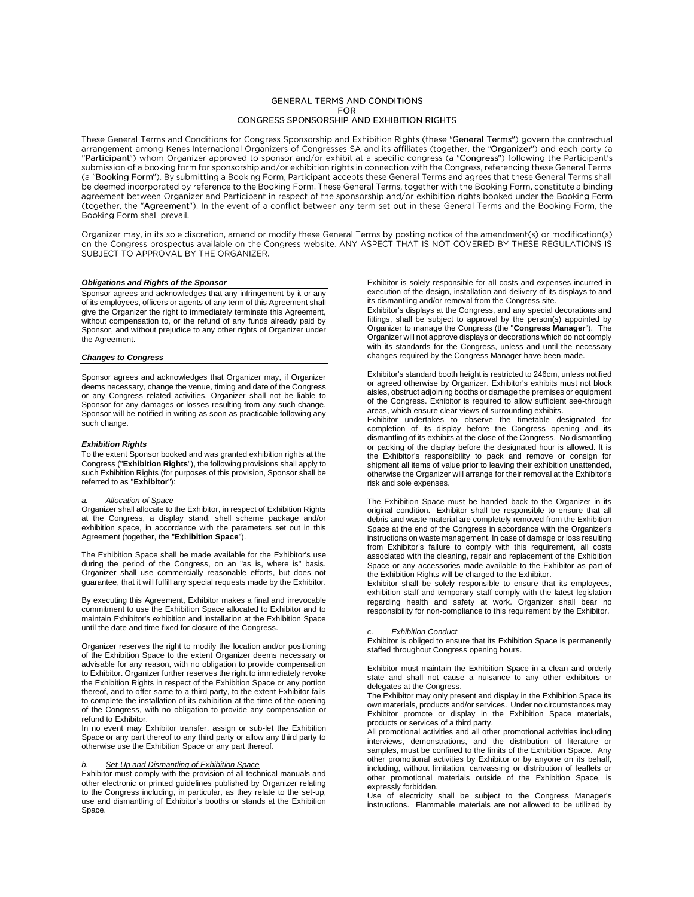# GENERAL TERMS AND CONDITIONS FOR CONGRESS SPONSORSHIP AND EXHIBITION RIGHTS

These General Terms and Conditions for Congress Sponsorship and Exhibition Rights (these "**General Terms**") govern the contractual arrangement among Kenes International Organizers of Congresses SA and its affiliates (together, the "**Organizer**") and each party (a "**Participant**") whom Organizer approved to sponsor and/or exhibit at a specific congress (a "**Congress**") following the Participant's submission of a booking form for sponsorship and/or exhibition rights in connection with the Congress, referencing these General Terms (a "**Booking Form**"). By submitting a Booking Form, Participant accepts these General Terms and agrees that these General Terms shall be deemed incorporated by reference to the Booking Form. These General Terms, together with the Booking Form, constitute a binding agreement between Organizer and Participant in respect of the sponsorship and/or exhibition rights booked under the Booking Form (together, the "**Agreement**"). In the event of a conflict between any term set out in these General Terms and the Booking Form, the Booking Form shall prevail.

Organizer may, in its sole discretion, amend or modify these General Terms by posting notice of the amendment(s) or modification(s) on the Congress prospectus available on the Congress website. ANY ASPECT THAT IS NOT COVERED BY THESE REGULATIONS IS SUBJECT TO APPROVAL BY THE ORGANIZER.

### *Obligations and Rights of the Sponsor*

Sponsor agrees and acknowledges that any infringement by it or any of its employees, officers or agents of any term of this Agreement shall give the Organizer the right to immediately terminate this Agreement, without compensation to, or the refund of any funds already paid by Sponsor, and without prejudice to any other rights of Organizer under the Agreement.

### *Changes to Congress*

Sponsor agrees and acknowledges that Organizer may, if Organizer deems necessary, change the venue, timing and date of the Congress or any Congress related activities. Organizer shall not be liable to Sponsor for any damages or losses resulting from any such change. Sponsor will be notified in writing as soon as practicable following any such change.

### *Exhibition Rights*

To the extent Sponsor booked and was granted exhibition rights at the Congress ("**Exhibition Rights**"), the following provisions shall apply to such Exhibition Rights (for purposes of this provision, Sponsor shall be referred to as "**Exhibitor**"):

*a. Allocation of Space*

Organizer shall allocate to the Exhibitor, in respect of Exhibition Rights at the Congress, a display stand, shell scheme package and/or exhibition space, in accordance with the parameters set out in this Agreement (together, the "**Exhibition Space**").

The Exhibition Space shall be made available for the Exhibitor's use during the period of the Congress, on an "as is, where is" basis. Organizer shall use commercially reasonable efforts, but does not guarantee, that it will fulfill any special requests made by the Exhibitor.

By executing this Agreement, Exhibitor makes a final and irrevocable commitment to use the Exhibition Space allocated to Exhibitor and to maintain Exhibitor's exhibition and installation at the Exhibition Space until the date and time fixed for closure of the Congress.

Organizer reserves the right to modify the location and/or positioning of the Exhibition Space to the extent Organizer deems necessary or advisable for any reason, with no obligation to provide compensation to Exhibitor. Organizer further reserves the right to immediately revoke the Exhibition Rights in respect of the Exhibition Space or any portion thereof, and to offer same to a third party, to the extent Exhibitor fails to complete the installation of its exhibition at the time of the opening of the Congress, with no obligation to provide any compensation or refund to Exhibitor.

In no event may Exhibitor transfer, assign or sub-let the Exhibition Space or any part thereof to any third party or allow any third party to otherwise use the Exhibition Space or any part thereof.

*b. Set-Up and Dismantling of Exhibition Space*

Exhibitor must comply with the provision of all technical manuals and other electronic or printed guidelines published by Organizer relating to the Congress including, in particular, as they relate to the set-up, use and dismantling of Exhibitor's booths or stands at the Exhibition Space.

Exhibitor is solely responsible for all costs and expenses incurred in execution of the design, installation and delivery of its displays to and its dismantling and/or removal from the Congress site.

Exhibitor's displays at the Congress, and any special decorations and fittings, shall be subject to approval by the person(s) appointed by Organizer to manage the Congress (the "**Congress Manager**"). The Organizer will not approve displays or decorations which do not comply with its standards for the Congress, unless and until the necessary changes required by the Congress Manager have been made.

Exhibitor's standard booth height is restricted to 246cm, unless notified or agreed otherwise by Organizer. Exhibitor's exhibits must not block aisles, obstruct adjoining booths or damage the premises or equipment of the Congress. Exhibitor is required to allow sufficient see-through areas, which ensure clear views of surrounding exhibits.

Exhibitor undertakes to observe the timetable designated for completion of its display before the Congress opening and its dismantling of its exhibits at the close of the Congress. No dismantling or packing of the display before the designated hour is allowed. It is the Exhibitor's responsibility to pack and remove or consign for shipment all items of value prior to leaving their exhibition unattended, otherwise the Organizer will arrange for their removal at the Exhibitor's risk and sole expenses.

The Exhibition Space must be handed back to the Organizer in its original condition. Exhibitor shall be responsible to ensure that all debris and waste material are completely removed from the Exhibition Space at the end of the Congress in accordance with the Organizer's instructions on waste management. In case of damage or loss resulting from Exhibitor's failure to comply with this requirement, all costs associated with the cleaning, repair and replacement of the Exhibition Space or any accessories made available to the Exhibitor as part of the Exhibition Rights will be charged to the Exhibitor.

Exhibitor shall be solely responsible to ensure that its employees, exhibition staff and temporary staff comply with the latest legislation regarding health and safety at work. Organizer shall bear no responsibility for non-compliance to this requirement by the Exhibitor.

*c. Exhibition Conduct*

Exhibitor is obliged to ensure that its Exhibition Space is permanently staffed throughout Congress opening hours.

Exhibitor must maintain the Exhibition Space in a clean and orderly state and shall not cause a nuisance to any other exhibitors or delegates at the Congress.

The Exhibitor may only present and display in the Exhibition Space its own materials, products and/or services. Under no circumstances may Exhibitor promote or display in the Exhibition Space materials, products or services of a third party.

All promotional activities and all other promotional activities including interviews, demonstrations, and the distribution of literature or samples, must be confined to the limits of the Exhibition Space. Any other promotional activities by Exhibitor or by anyone on its behalf, including, without limitation, canvassing or distribution of leaflets or other promotional materials outside of the Exhibition Space, is expressly forbidden.

Use of electricity shall be subject to the Congress Manager's instructions. Flammable materials are not allowed to be utilized by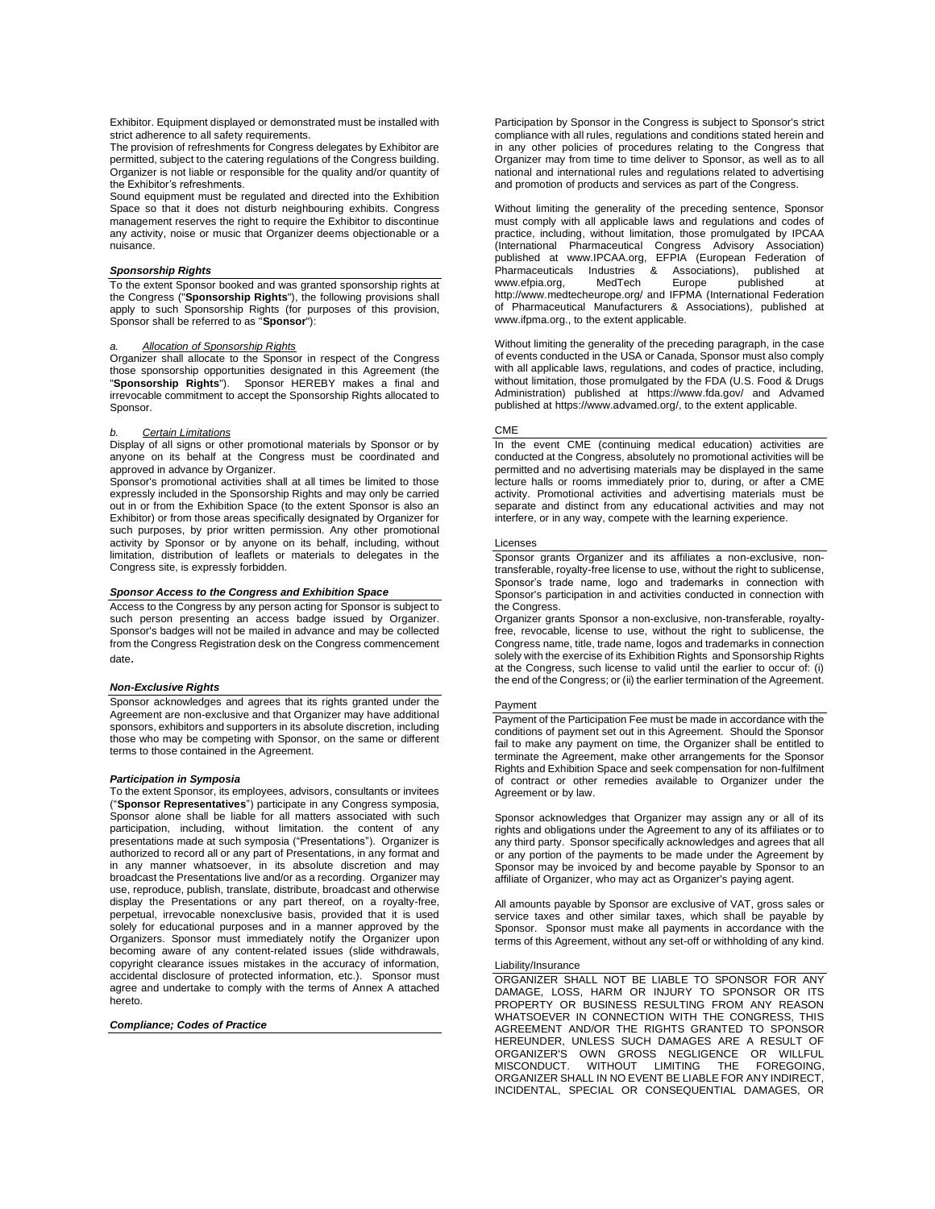Exhibitor. Equipment displayed or demonstrated must be installed with strict adherence to all safety requirements.

The provision of refreshments for Congress delegates by Exhibitor are permitted, subject to the catering regulations of the Congress building. Organizer is not liable or responsible for the quality and/or quantity of the Exhibitor's refreshments.

Sound equipment must be regulated and directed into the Exhibition Space so that it does not disturb neighbouring exhibits. Congress management reserves the right to require the Exhibitor to discontinue any activity, noise or music that Organizer deems objectionable or a nuisance.

### *Sponsorship Rights*

To the extent Sponsor booked and was granted sponsorship rights at the Congress ("**Sponsorship Rights**"), the following provisions shall apply to such Sponsorship Rights (for purposes of this provision, Sponsor shall be referred to as "**Sponsor**"):

*a. Allocation of Sponsorship Rights*

Organizer shall allocate to the Sponsor in respect of the Congress those sponsorship opportunities designated in this Agreement (the "**Sponsorship Rights**"). Sponsor HEREBY makes a final and irrevocable commitment to accept the Sponsorship Rights allocated to Sponsor.

*b. Certain Limitations*

Display of all signs or other promotional materials by Sponsor or by anyone on its behalf at the Congress must be coordinated and approved in advance by Organizer.

Sponsor's promotional activities shall at all times be limited to those expressly included in the Sponsorship Rights and may only be carried out in or from the Exhibition Space (to the extent Sponsor is also an Exhibitor) or from those areas specifically designated by Organizer for such purposes, by prior written permission. Any other promotional activity by Sponsor or by anyone on its behalf, including, without limitation, distribution of leaflets or materials to delegates in the Congress site, is expressly forbidden.

### *Sponsor Access to the Congress and Exhibition Space*

Access to the Congress by any person acting for Sponsor is subject to such person presenting an access badge issued by Organizer. Sponsor's badges will not be mailed in advance and may be collected from the Congress Registration desk on the Congress commencement date.

### *Non-Exclusive Rights*

Sponsor acknowledges and agrees that its rights granted under the Agreement are non-exclusive and that Organizer may have additional sponsors, exhibitors and supporters in its absolute discretion, including those who may be competing with Sponsor, on the same or different terms to those contained in the Agreement.

### *Participation in Symposia*

To the extent Sponsor, its employees, advisors, consultants or invitees ("**Sponsor Representatives**") participate in any Congress symposia, Sponsor alone shall be liable for all matters associated with such participation, including, without limitation. the content of any presentations made at such symposia ("Presentations"). Organizer is authorized to record all or any part of Presentations, in any format and in any manner whatsoever, in its absolute discretion and may broadcast the Presentations live and/or as a recording. Organizer may use, reproduce, publish, translate, distribute, broadcast and otherwise display the Presentations or any part thereof, on a royalty-free, perpetual, irrevocable nonexclusive basis, provided that it is used solely for educational purposes and in a manner approved by the Organizers. Sponsor must immediately notify the Organizer upon becoming aware of any content-related issues (slide withdrawals, copyright clearance issues mistakes in the accuracy of information, accidental disclosure of protected information, etc.). Sponsor must agree and undertake to comply with the terms of Annex A attached hereto.

### *Compliance; Codes of Practice*

Participation by Sponsor in the Congress is subject to Sponsor's strict compliance with all rules, regulations and conditions stated herein and in any other policies of procedures relating to the Congress that Organizer may from time to time deliver to Sponsor, as well as to all national and international rules and regulations related to advertising and promotion of products and services as part of the Congress.

Without limiting the generality of the preceding sentence, Sponsor must comply with all applicable laws and regulations and codes of practice, including, without limitation, those promulgated by IPCAA (International Pharmaceutical Congress Advisory Association) published at www.IPCAA.org, EFPIA (European Federation of Pharmaceuticals Industries & Associations), published at www.efpia.org, MedTech Europe published at http://www.medtecheurope.org/ and IFPMA (International Federation of Pharmaceutical Manufacturers & Associations), published at www.ifpma.org., to the extent applicable.

Without limiting the generality of the preceding paragraph, in the case of events conducted in the USA or Canada, Sponsor must also comply with all applicable laws, regulations, and codes of practice, including, without limitation, those promulgated by the FDA (U.S. Food & Drugs Administration) published at https://www.fda.gov/ and Advamed published at https://www.advamed.org/, to the extent applicable.

### CME

In the event CME (continuing medical education) activities are conducted at the Congress, absolutely no promotional activities will be permitted and no advertising materials may be displayed in the same lecture halls or rooms immediately prior to, during, or after a CME activity. Promotional activities and advertising materials must be separate and distinct from any educational activities and may not interfere, or in any way, compete with the learning experience.

### Licenses

Sponsor grants Organizer and its affiliates a non-exclusive, non-transferable, royalty-free license to use, without the right to sublicense, Sponsor's trade name, logo and trademarks in connection with Sponsor's participation in and activities conducted in connection with the Congress.

Organizer grants Sponsor a non-exclusive, non-transferable, royalty-free, revocable, license to use, without the right to sublicense, the Congress name, title, trade name, logos and trademarks in connection solely with the exercise of its Exhibition Rights and Sponsorship Rights at the Congress, such license to valid until the earlier to occur of: (i) the end of the Congress; or (ii) the earlier termination of the Agreement.

### Payment

Payment of the Participation Fee must be made in accordance with the conditions of payment set out in this Agreement. Should the Sponsor fail to make any payment on time, the Organizer shall be entitled to terminate the Agreement, make other arrangements for the Sponsor Rights and Exhibition Space and seek compensation for non-fulfilment of contract or other remedies available to Organizer under the Agreement or by law.

Sponsor acknowledges that Organizer may assign any or all of its rights and obligations under the Agreement to any of its affiliates or to any third party. Sponsor specifically acknowledges and agrees that all or any portion of the payments to be made under the Agreement by Sponsor may be invoiced by and become payable by Sponsor to an affiliate of Organizer, who may act as Organizer's paying agent.

All amounts payable by Sponsor are exclusive of VAT, gross sales or service taxes and other similar taxes, which shall be payable by Sponsor. Sponsor must make all payments in accordance with the terms of this Agreement, without any set-off or withholding of any kind.

### Liability/Insurance

ORGANIZER SHALL NOT BE LIABLE TO SPONSOR FOR ANY DAMAGE, LOSS, HARM OR INJURY TO SPONSOR OR ITS PROPERTY OR BUSINESS RESULTING FROM ANY REASON WHATSOEVER IN CONNECTION WITH THE CONGRESS, THIS AGREEMENT AND/OR THE RIGHTS GRANTED TO SPONSOR HEREUNDER, UNLESS SUCH DAMAGES ARE A RESULT OF ORGANIZER'S OWN GROSS NEGLIGENCE OR WILLFUL MISCONDUCT. WITHOUT LIMITING THE FOREGOING, ORGANIZER SHALL IN NO EVENT BE LIABLE FOR ANY INDIRECT, INCIDENTAL, SPECIAL OR CONSEQUENTIAL DAMAGES, OR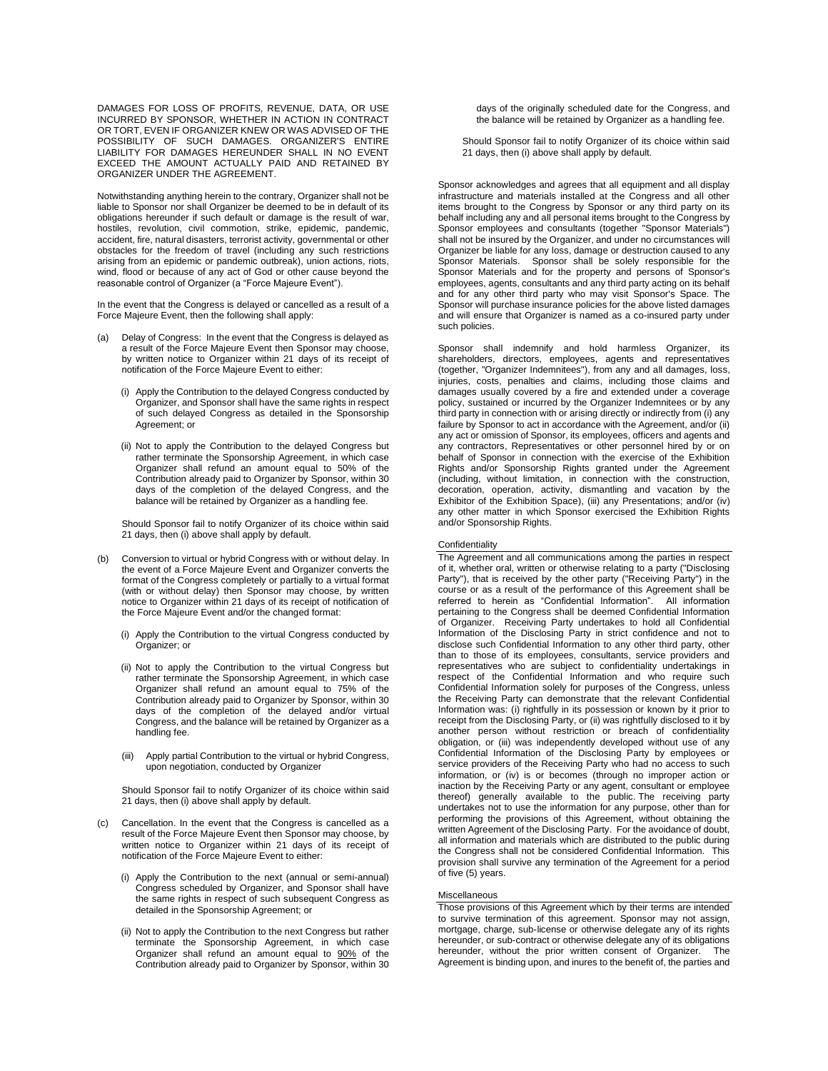DAMAGES FOR LOSS OF PROFITS, REVENUE, DATA, OR USE INCURRED BY SPONSOR, WHETHER IN ACTION IN CONTRACT OR TORT, EVEN IF ORGANIZER KNEW OR WAS ADVISED OF THE POSSIBILITY OF SUCH DAMAGES. ORGANIZER'S ENTIRE LIABILITY FOR DAMAGES HEREUNDER SHALL IN NO EVENT EXCEED THE AMOUNT ACTUALLY PAID AND RETAINED BY ORGANIZER UNDER THE AGREEMENT.

Notwithstanding anything herein to the contrary, Organizer shall not be liable to Sponsor nor shall Organizer be deemed to be in default of its obligations hereunder if such default or damage is the result of war, hostiles, revolution, civil commotion, strike, epidemic, pandemic, accident, fire, natural disasters, terrorist activity, governmental or other obstacles for the freedom of travel (including any such restrictions arising from an epidemic or pandemic outbreak), union actions, riots, wind, flood or because of any act of God or other cause beyond the reasonable control of Organizer (a "Force Majeure Event").

In the event that the Congress is delayed or cancelled as a result of a Force Majeure Event, then the following shall apply:

(a) Delay of Congress: In the event that the Congress is delayed as a result of the Force Majeure Event then Sponsor may choose, by written notice to Organizer within 21 days of its receipt of notification of the Force Majeure Event to either:

(i) Apply the Contribution to the delayed Congress conducted by Organizer, and Sponsor shall have the same rights in respect of such delayed Congress as detailed in the Sponsorship Agreement; or

(ii) Not to apply the Contribution to the delayed Congress but rather terminate the Sponsorship Agreement, in which case Organizer shall refund an amount equal to 50% of the Contribution already paid to Organizer by Sponsor, within 30 days of the completion of the delayed Congress, and the balance will be retained by Organizer as a handling fee.

Should Sponsor fail to notify Organizer of its choice within said 21 days, then (i) above shall apply by default.

(b) Conversion to virtual or hybrid Congress with or without delay. In the event of a Force Majeure Event and Organizer converts the format of the Congress completely or partially to a virtual format (with or without delay) then Sponsor may choose, by written notice to Organizer within 21 days of its receipt of notification of the Force Majeure Event and/or the changed format:

(i) Apply the Contribution to the virtual Congress conducted by Organizer; or

(ii) Not to apply the Contribution to the virtual Congress but rather terminate the Sponsorship Agreement, in which case Organizer shall refund an amount equal to 75% of the Contribution already paid to Organizer by Sponsor, within 30 days of the completion of the delayed and/or virtual Congress, and the balance will be retained by Organizer as a handling fee.

(iii) Apply partial Contribution to the virtual or hybrid Congress, upon negotiation, conducted by Organizer

Should Sponsor fail to notify Organizer of its choice within said 21 days, then (i) above shall apply by default.

(c) Cancellation. In the event that the Congress is cancelled as a result of the Force Majeure Event then Sponsor may choose, by written notice to Organizer within 21 days of its receipt of notification of the Force Majeure Event to either:

(i) Apply the Contribution to the next (annual or semi-annual) Congress scheduled by Organizer, and Sponsor shall have the same rights in respect of such subsequent Congress as detailed in the Sponsorship Agreement; or

(ii) Not to apply the Contribution to the next Congress but rather terminate the Sponsorship Agreement, in which case Organizer shall refund an amount equal to 90% of the Contribution already paid to Organizer by Sponsor, within 30 days of the originally scheduled date for the Congress, and the balance will be retained by Organizer as a handling fee.

Should Sponsor fail to notify Organizer of its choice within said 21 days, then (i) above shall apply by default.

Sponsor acknowledges and agrees that all equipment and all display infrastructure and materials installed at the Congress and all other items brought to the Congress by Sponsor or any third party on its behalf including any and all personal items brought to the Congress by Sponsor employees and consultants (together "Sponsor Materials") shall not be insured by the Organizer, and under no circumstances will Organizer be liable for any loss, damage or destruction caused to any Sponsor Materials. Sponsor shall be solely responsible for the Sponsor Materials and for the property and persons of Sponsor's employees, agents, consultants and any third party acting on its behalf and for any other third party who may visit Sponsor's Space. The Sponsor will purchase insurance policies for the above listed damages and will ensure that Organizer is named as a co-insured party under such policies.

Sponsor shall indemnify and hold harmless Organizer, its shareholders, directors, employees, agents and representatives (together, "Organizer Indemnitees"), from any and all damages, loss, injuries, costs, penalties and claims, including those claims and damages usually covered by a fire and extended under a coverage policy, sustained or incurred by the Organizer Indemnitees or by any third party in connection with or arising directly or indirectly from (i) any failure by Sponsor to act in accordance with the Agreement, and/or (ii) any act or omission of Sponsor, its employees, officers and agents and any contractors, Representatives or other personnel hired by or on behalf of Sponsor in connection with the exercise of the Exhibition Rights and/or Sponsorship Rights granted under the Agreement (including, without limitation, in connection with the construction, decoration, operation, activity, dismantling and vacation by the Exhibitor of the Exhibition Space), (iii) any Presentations; and/or (iv) any other matter in which Sponsor exercised the Exhibition Rights and/or Sponsorship Rights.

### Confidentiality

The Agreement and all communications among the parties in respect of it, whether oral, written or otherwise relating to a party ("Disclosing Party"), that is received by the other party ("Receiving Party") in the course or as a result of the performance of this Agreement shall be referred to herein as "Confidential Information". All information pertaining to the Congress shall be deemed Confidential Information of Organizer. Receiving Party undertakes to hold all Confidential Information of the Disclosing Party in strict confidence and not to disclose such Confidential Information to any other third party, other than to those of its employees, consultants, service providers and representatives who are subject to confidentiality undertakings in respect of the Confidential Information and who require such Confidential Information solely for purposes of the Congress, unless the Receiving Party can demonstrate that the relevant Confidential Information was: (i) rightfully in its possession or known by it prior to receipt from the Disclosing Party, or (ii) was rightfully disclosed to it by another person without restriction or breach of confidentiality obligation, or (iii) was independently developed without use of any Confidential Information of the Disclosing Party by employees or service providers of the Receiving Party who had no access to such information, or (iv) is or becomes (through no improper action or inaction by the Receiving Party or any agent, consultant or employee thereof) generally available to the public. The receiving party undertakes not to use the information for any purpose, other than for performing the provisions of this Agreement, without obtaining the written Agreement of the Disclosing Party. For the avoidance of doubt, all information and materials which are distributed to the public during the Congress shall not be considered Confidential Information. This provision shall survive any termination of the Agreement for a period of five (5) years.

### Miscellaneous

Those provisions of this Agreement which by their terms are intended to survive termination of this agreement. Sponsor may not assign, mortgage, charge, sub-license or otherwise delegate any of its rights hereunder, or sub-contract or otherwise delegate any of its obligations hereunder, without the prior written consent of Organizer. The Agreement is binding upon, and inures to the benefit of, the parties and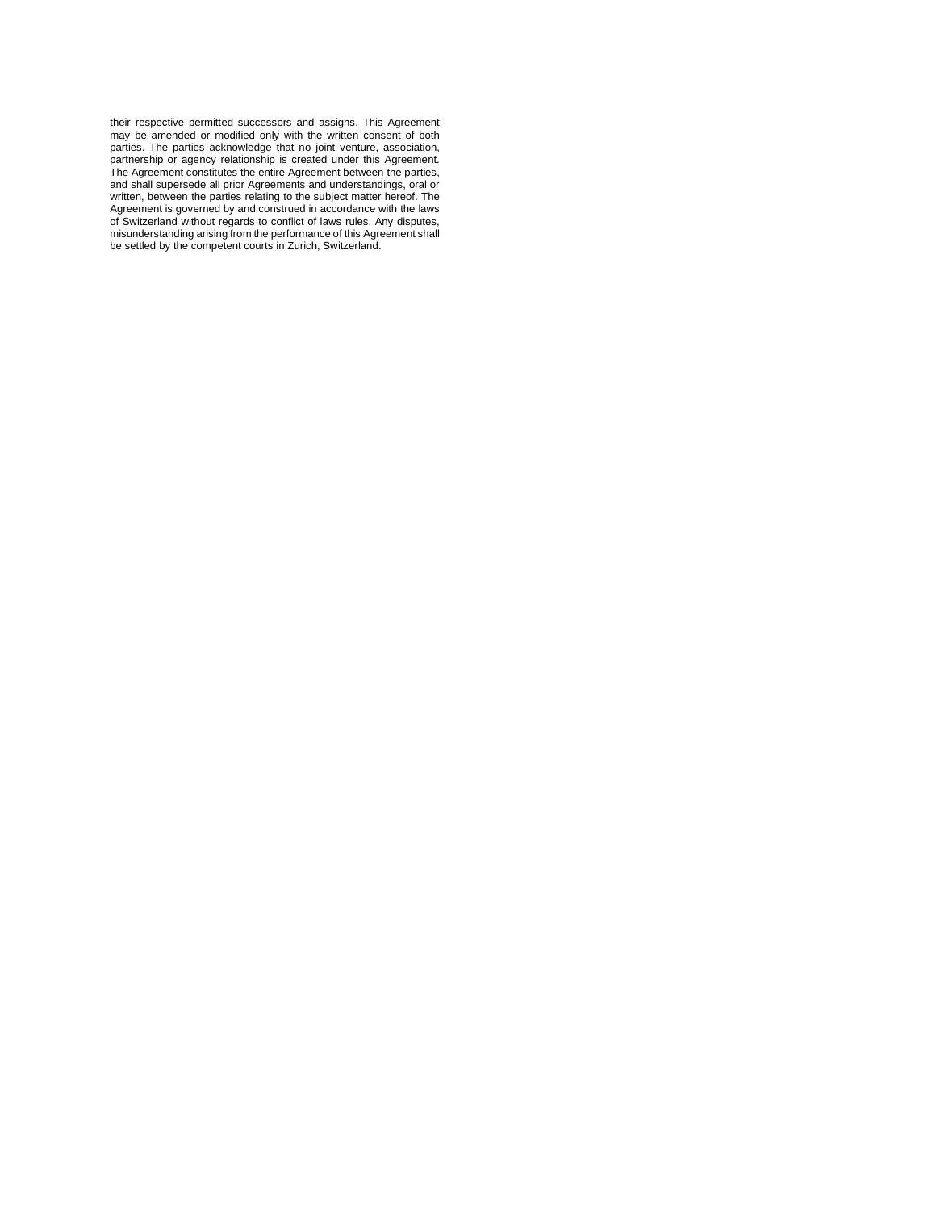their respective permitted successors and assigns. This Agreement may be amended or modified only with the written consent of both parties. The parties acknowledge that no joint venture, association, partnership or agency relationship is created under this Agreement. The Agreement constitutes the entire Agreement between the parties, and shall supersede all prior Agreements and understandings, oral or written, between the parties relating to the subject matter hereof. The Agreement is governed by and construed in accordance with the laws of Switzerland without regards to conflict of laws rules. Any disputes, misunderstanding arising from the performance of this Agreement shall be settled by the competent courts in Zurich, Switzerland.